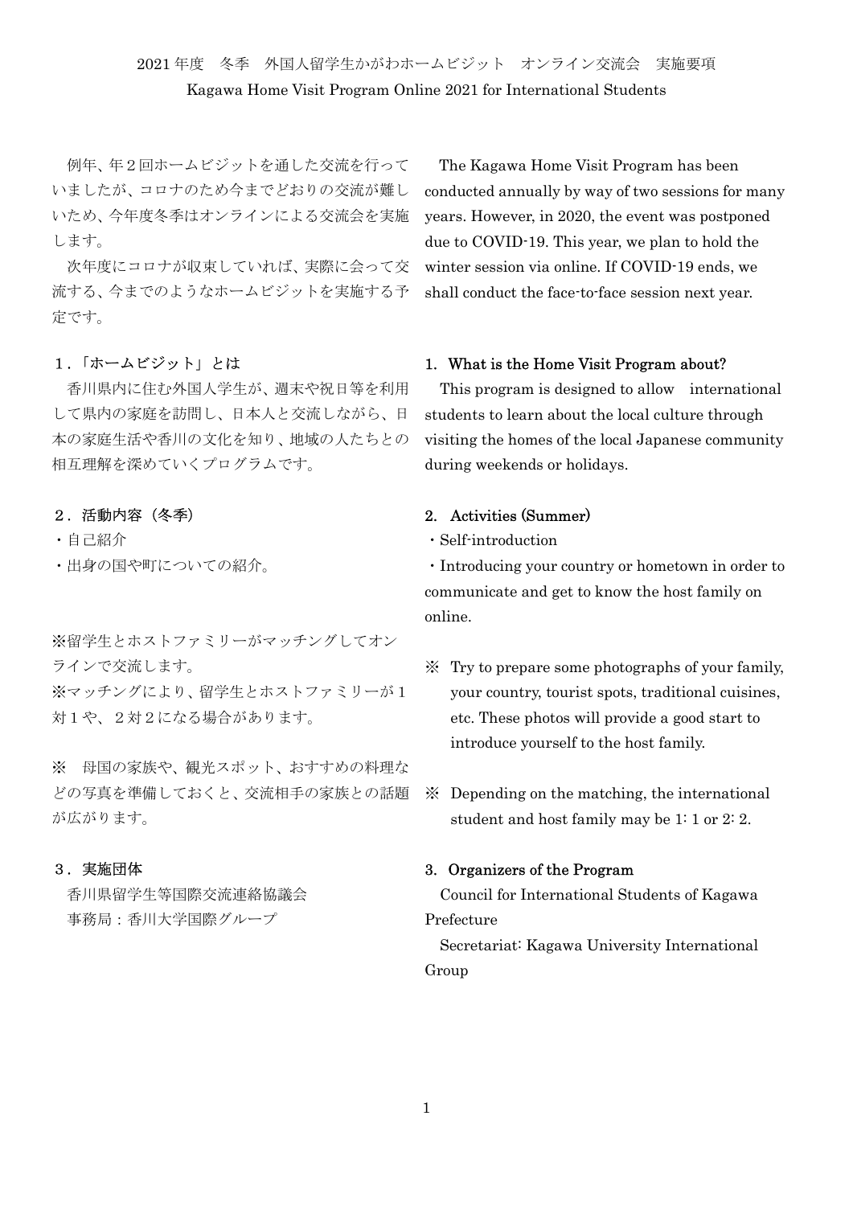# 2021 年度　冬季　外国人留学生かがわホームビジット　オンライン交流会　実施要項

# Kagawa Home Visit Program Online 2021 for International Students

例年、年２回ホームビジットを通した交流を行っていましたが、コロナのため今までどおりの交流が難しいため、今年度冬季はオンラインによる交流会を実施します。

次年度にコロナが収束していれば、実際に会って交流する、今までのようなホームビジットを実施する予定です。

## １．「ホームビジット」とは

香川県内に住む外国人学生が、週末や祝日等を利用して県内の家庭を訪問し、日本人と交流しながら、日本の家庭生活や香川の文化を知り、地域の人たちとの相互理解を深めていくプログラムです。

## ２．活動内容（冬季）

・自己紹介

・出身の国や町についての紹介。

※留学生とホストファミリーがマッチングしてオンラインで交流します。

※マッチングにより、留学生とホストファミリーが１対１や、２対２になる場合があります。

※　母国の家族や、観光スポット、おすすめの料理などの写真を準備しておくと、交流相手の家族との話題が広がります。

## ３．実施団体

香川県留学生等国際交流連絡協議会

事務局：香川大学国際グループ

---

The Kagawa Home Visit Program has been conducted annually by way of two sessions for many years. However, in 2020, the event was postponed due to COVID-19. This year, we plan to hold the winter session via online. If COVID-19 ends, we shall conduct the face-to-face session next year.

## 1. What is the Home Visit Program about?

This program is designed to allow　international students to learn about the local culture through visiting the homes of the local Japanese community during weekends or holidays.

## 2. Activities (Summer)

・Self-introduction

・Introducing your country or hometown in order to communicate and get to know the host family on online.

※ Try to prepare some photographs of your family, your country, tourist spots, traditional cuisines, etc. These photos will provide a good start to introduce yourself to the host family.

※ Depending on the matching, the international student and host family may be 1: 1 or 2: 2.

## 3. Organizers of the Program

Council for International Students of Kagawa Prefecture

Secretariat: Kagawa University International Group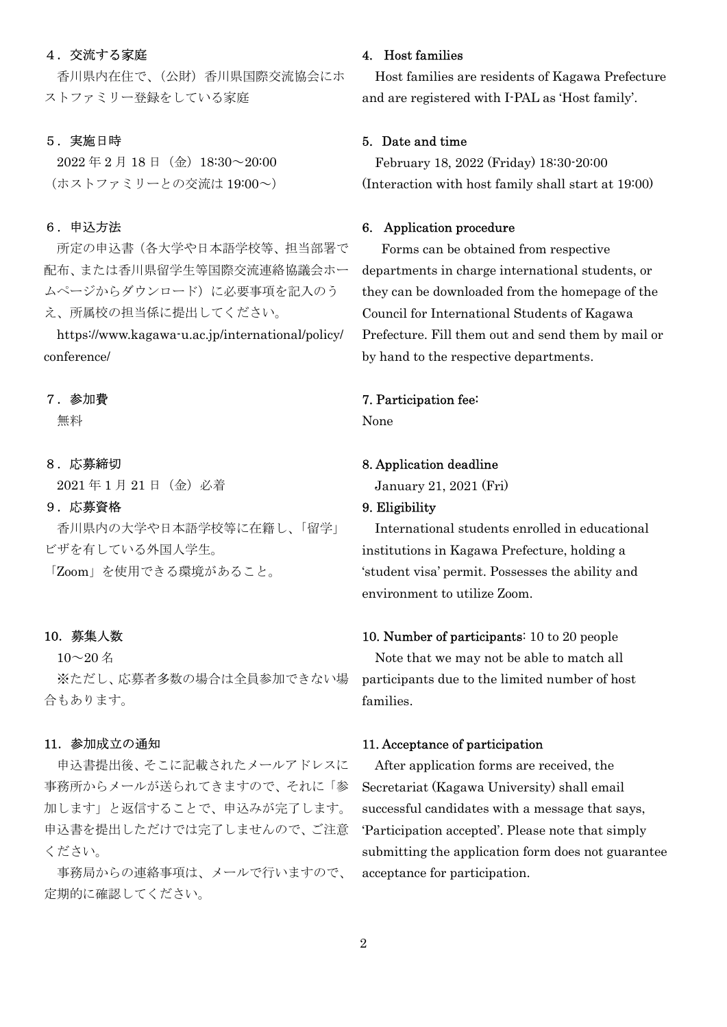### ４．交流する家庭

香川県内在住で、（公財）香川県国際交流協会にホストファミリー登録をしている家庭

### ５．実施日時

2022 年 2 月 18 日（金）18:30～20:00
（ホストファミリーとの交流は 19:00～）

### ６．申込方法

所定の申込書（各大学や日本語学校等、担当部署で配布、または香川県留学生等国際交流連絡協議会ホームページからダウンロード）に必要事項を記入のうえ、所属校の担当係に提出してください。

https://www.kagawa-u.ac.jp/international/policy/conference/

### ７．参加費

無料

### ８．応募締切

2021 年 1 月 21 日（金）必着

### ９．応募資格

香川県内の大学や日本語学校等に在籍し、「留学」ビザを有している外国人学生。
「Zoom」を使用できる環境があること。

### 10．募集人数

10～20 名

※ただし、応募者多数の場合は全員参加できない場合もあります。

### 11．参加成立の通知

申込書提出後、そこに記載されたメールアドレスに事務所からメールが送られてきますので、それに「参加します」と返信することで、申込みが完了します。申込書を提出しただけでは完了しませんので、ご注意ください。

事務局からの連絡事項は、メールで行いますので、定期的に確認してください。

### 4. Host families

Host families are residents of Kagawa Prefecture and are registered with I-PAL as 'Host family'.

### 5. Date and time

February 18, 2022 (Friday) 18:30-20:00
(Interaction with host family shall start at 19:00)

### 6. Application procedure

Forms can be obtained from respective departments in charge international students, or they can be downloaded from the homepage of the Council for International Students of Kagawa Prefecture. Fill them out and send them by mail or by hand to the respective departments.

### 7. Participation fee:

None

### 8. Application deadline

January 21, 2021 (Fri)

### 9. Eligibility

International students enrolled in educational institutions in Kagawa Prefecture, holding a 'student visa' permit. Possesses the ability and environment to utilize Zoom.

### 10. Number of participants: 10 to 20 people

Note that we may not be able to match all participants due to the limited number of host families.

### 11. Acceptance of participation

After application forms are received, the Secretariat (Kagawa University) shall email successful candidates with a message that says, 'Participation accepted'. Please note that simply submitting the application form does not guarantee acceptance for participation.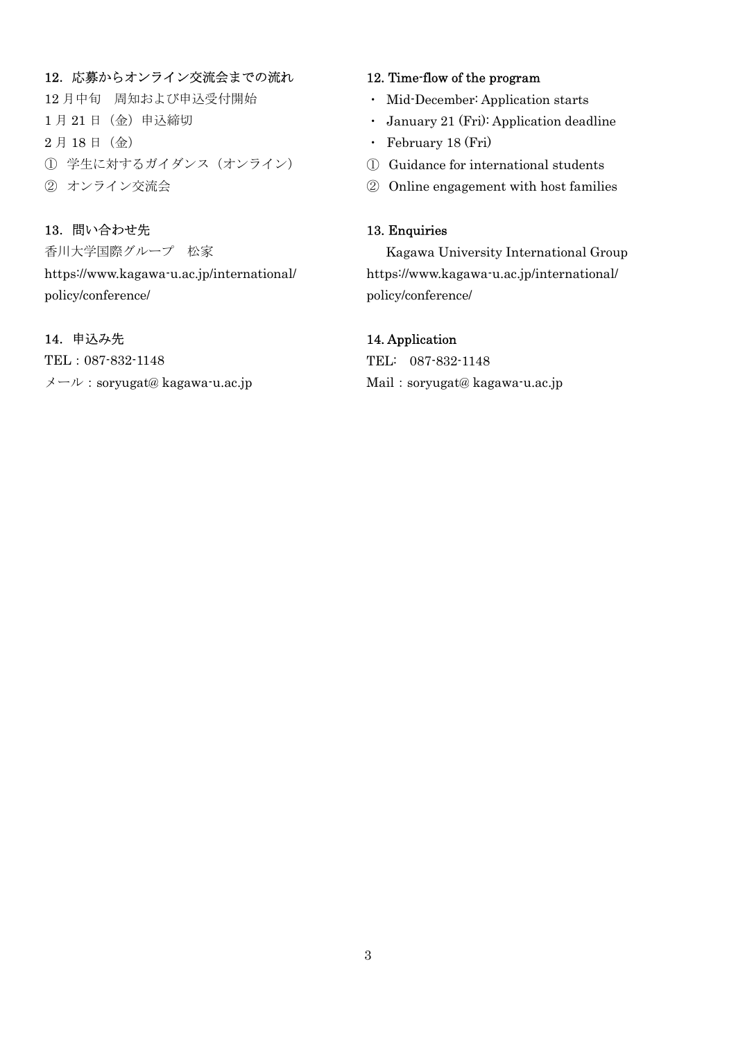## 12. 応募からオンライン交流会までの流れ

12 月中旬　周知および申込受付開始
1 月 21 日（金）申込締切
2 月 18 日（金）
① 学生に対するガイダンス（オンライン）
② オンライン交流会

## 13. 問い合わせ先

香川大学国際グループ　松家
https://www.kagawa-u.ac.jp/international/policy/conference/

## 14. 申込み先

TEL：087-832-1148
メール：soryugat@ kagawa-u.ac.jp

## 12. Time-flow of the program

- Mid-December: Application starts
- January 21 (Fri): Application deadline
- February 18 (Fri)

① Guidance for international students
② Online engagement with host families

## 13. Enquiries

Kagawa University International Group
https://www.kagawa-u.ac.jp/international/policy/conference/

## 14. Application

TEL:　087-832-1148
Mail：soryugat@ kagawa-u.ac.jp